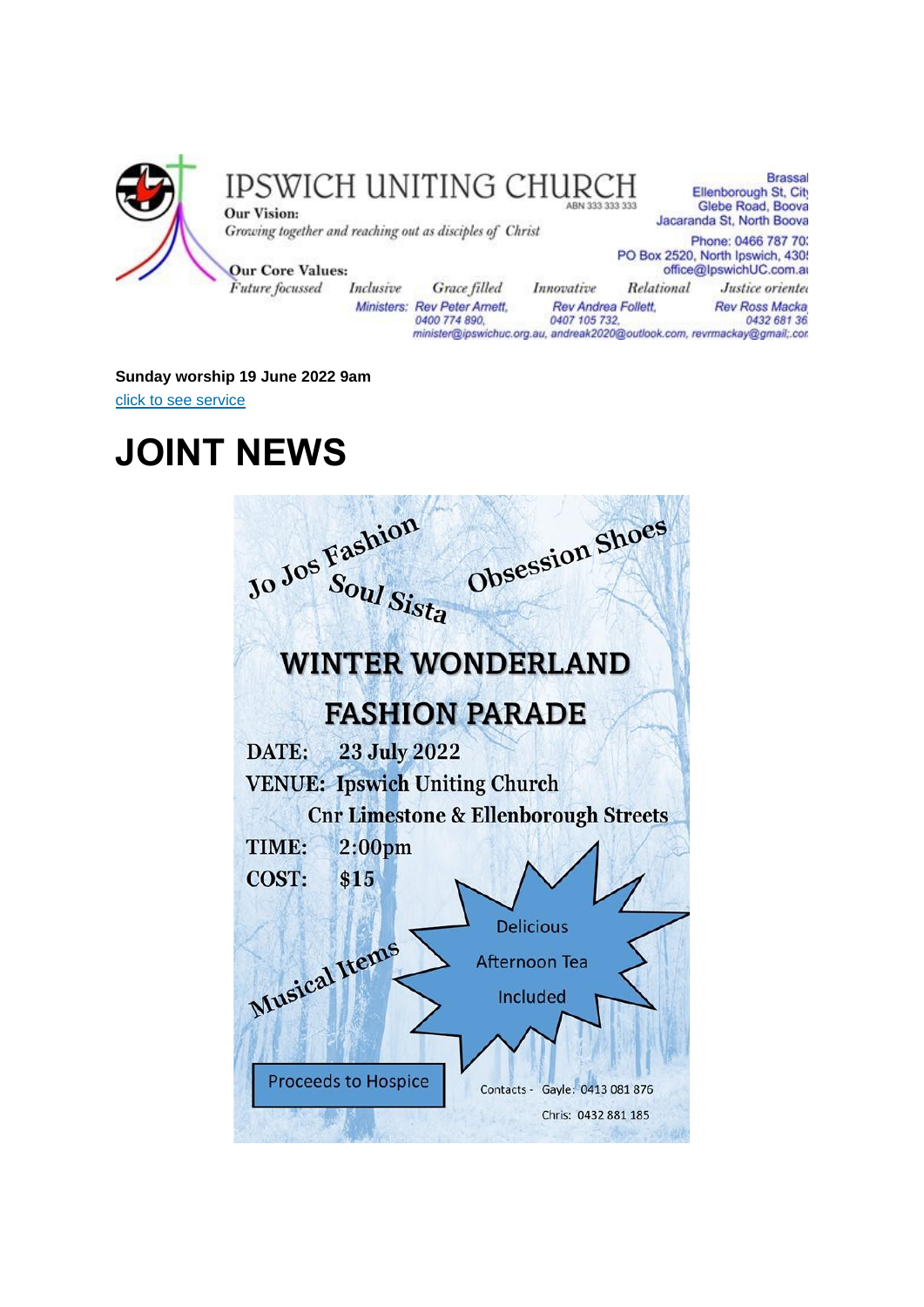IPSWICH UNITING CHURCH

ABN 333 333 333

**Our Vision:**
*Growing together and reaching out as disciples of Christ*

Brassal
Ellenborough St, City
Glebe Road, Boova
Jacaranda St, North Boova

Phone: 0466 787 70
PO Box 2520, North Ipswich, 430
office@IpswichUC.com.a

**Our Core Values:**
*Future focussed* *Inclusive* *Grace filled* *Innovative* *Relational* *Justice oriente*

*Ministers:* *Rev Peter Arnett, 0400 774 890,* *Rev Andrea Follett, 0407 105 732,* *Rev Ross Macka 0432 681 36*
*minister@ipswichuc.org.au, andreak2020@outlook.com, revrmackay@gmail;.cor*

**Sunday worship 19 June 2022 9am**
[click to see service]

# JOINT NEWS

Jo Jos Fashion
Soul Sista
Obsession Shoes

## WINTER WONDERLAND FASHION PARADE

DATE: 23 July 2022
VENUE: Ipswich Uniting Church
Cnr Limestone & Ellenborough Streets
TIME: 2:00pm
COST: $15

Delicious Afternoon Tea Included

Musical Items

Proceeds to Hospice

Contacts - Gayle: 0413 081 876
Chris: 0432 881 185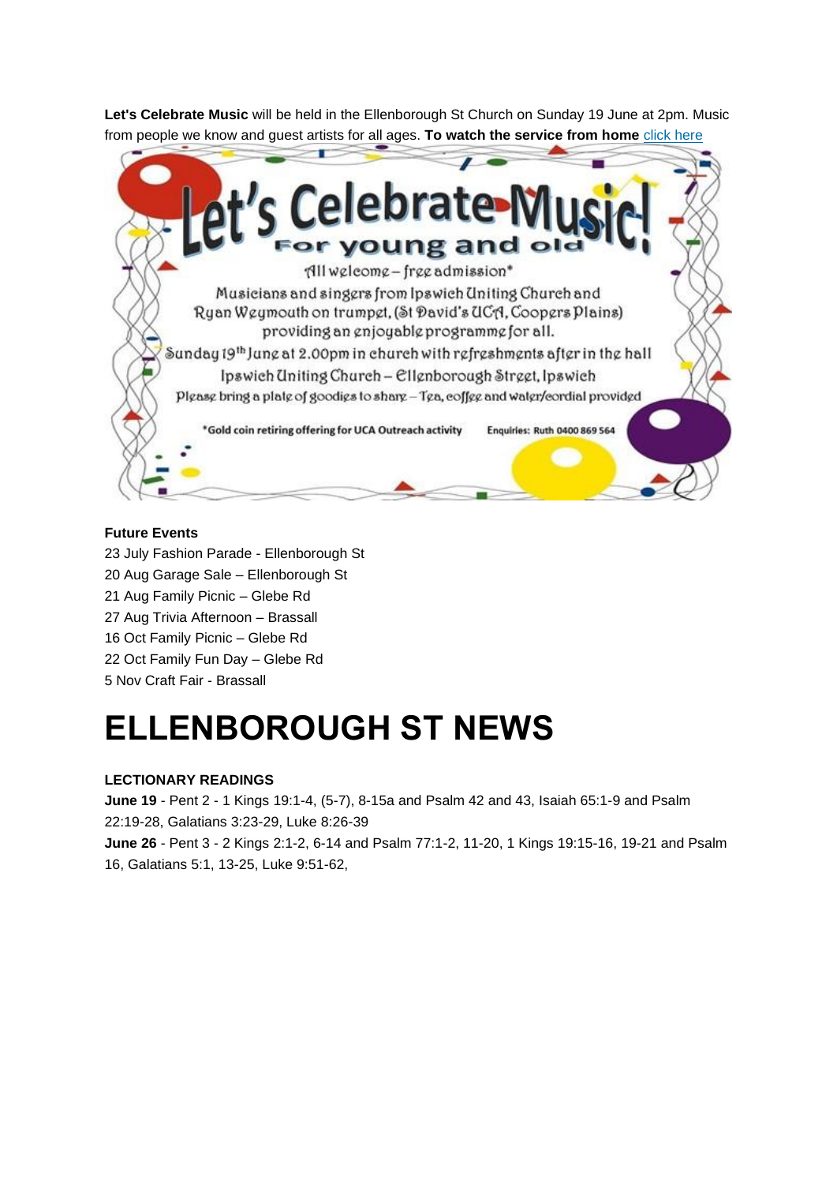**Let's Celebrate Music** will be held in the Ellenborough St Church on Sunday 19 June at 2pm. Music from people we know and guest artists for all ages. **To watch the service from home** click here

Let's Celebrate Music!

For young and old

All welcome – free admission*

Musicians and singers from Ipswich Uniting Church and Ryan Weymouth on trumpet, (St David's UCA, Coopers Plains) providing an enjoyable programme for all.

Sunday 19th June at 2.00pm in church with refreshments after in the hall

Ipswich Uniting Church – Ellenborough Street, Ipswich

Please bring a plate of goodies to share – Tea, coffee and water/cordial provided

*Gold coin retiring offering for UCA Outreach activity    Enquiries: Ruth 0400 869 564

**Future Events**

23 July Fashion Parade - Ellenborough St
20 Aug Garage Sale – Ellenborough St
21 Aug Family Picnic – Glebe Rd
27 Aug Trivia Afternoon – Brassall
16 Oct Family Picnic – Glebe Rd
22 Oct Family Fun Day – Glebe Rd
5 Nov Craft Fair - Brassall

# ELLENBOROUGH ST NEWS

**LECTIONARY READINGS**

**June 19** - Pent 2 - 1 Kings 19:1-4, (5-7), 8-15a and Psalm 42 and 43, Isaiah 65:1-9 and Psalm 22:19-28, Galatians 3:23-29, Luke 8:26-39

**June 26** - Pent 3 - 2 Kings 2:1-2, 6-14 and Psalm 77:1-2, 11-20, 1 Kings 19:15-16, 19-21 and Psalm 16, Galatians 5:1, 13-25, Luke 9:51-62,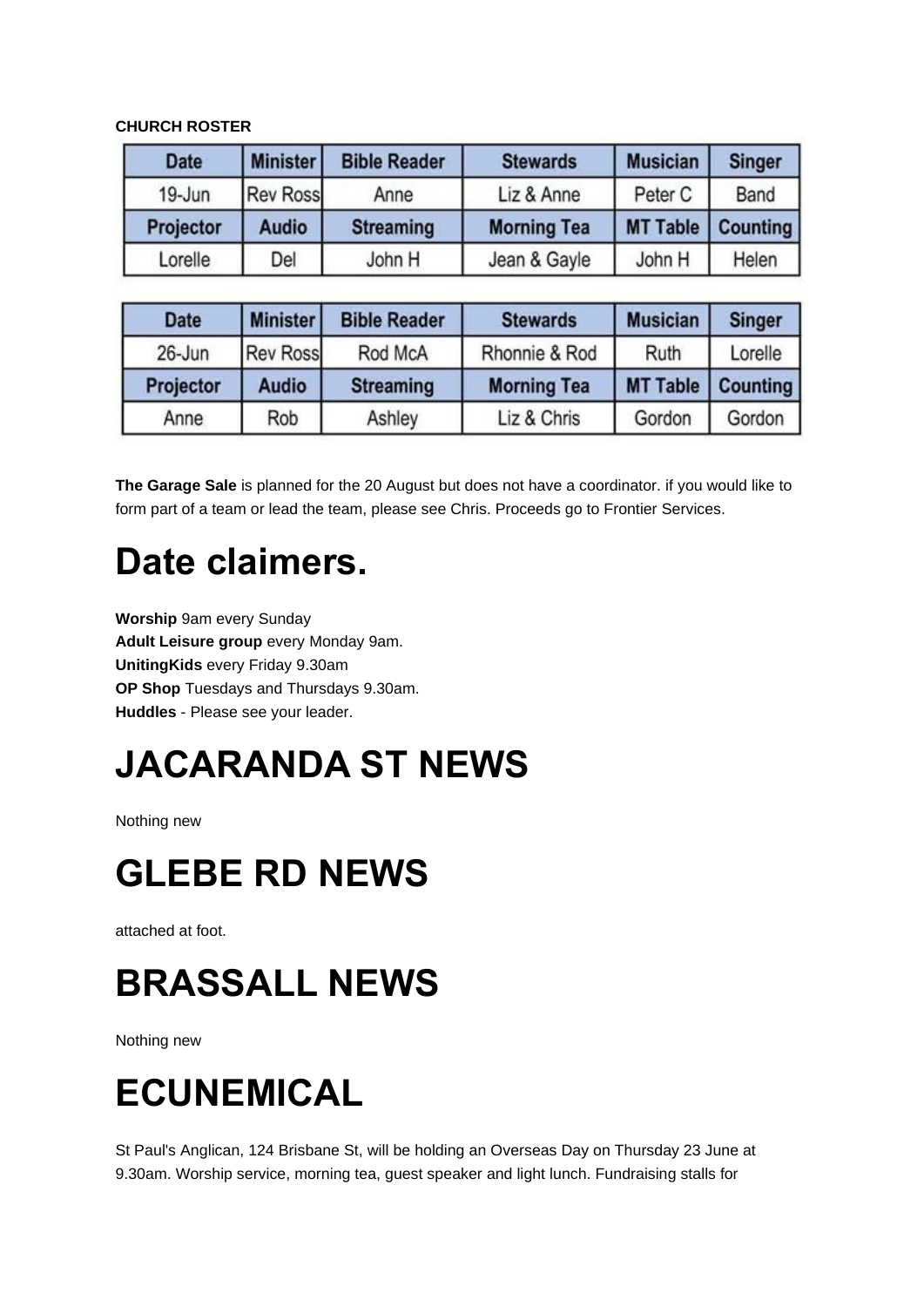**CHURCH ROSTER**

| Date | Minister | Bible Reader | Stewards | Musician | Singer |
|---|---|---|---|---|---|
| 19-Jun | Rev Ross | Anne | Liz & Anne | Peter C | Band |
| **Projector** | **Audio** | **Streaming** | **Morning Tea** | **MT Table** | **Counting** |
| Lorelle | Del | John H | Jean & Gayle | John H | Helen |

| Date | Minister | Bible Reader | Stewards | Musician | Singer |
|---|---|---|---|---|---|
| 26-Jun | Rev Ross | Rod McA | Rhonnie & Rod | Ruth | Lorelle |
| **Projector** | **Audio** | **Streaming** | **Morning Tea** | **MT Table** | **Counting** |
| Anne | Rob | Ashley | Liz & Chris | Gordon | Gordon |

**The Garage Sale** is planned for the 20 August but does not have a coordinator. if you would like to form part of a team or lead the team, please see Chris. Proceeds go to Frontier Services.

# Date claimers.

**Worship** 9am every Sunday
**Adult Leisure group** every Monday 9am.
**UnitingKids** every Friday 9.30am
**OP Shop** Tuesdays and Thursdays 9.30am.
**Huddles** - Please see your leader.

# JACARANDA ST NEWS

Nothing new

# GLEBE RD NEWS

attached at foot.

# BRASSALL NEWS

Nothing new

# ECUNEMICAL

St Paul's Anglican, 124 Brisbane St, will be holding an Overseas Day on Thursday 23 June at 9.30am. Worship service, morning tea, guest speaker and light lunch. Fundraising stalls for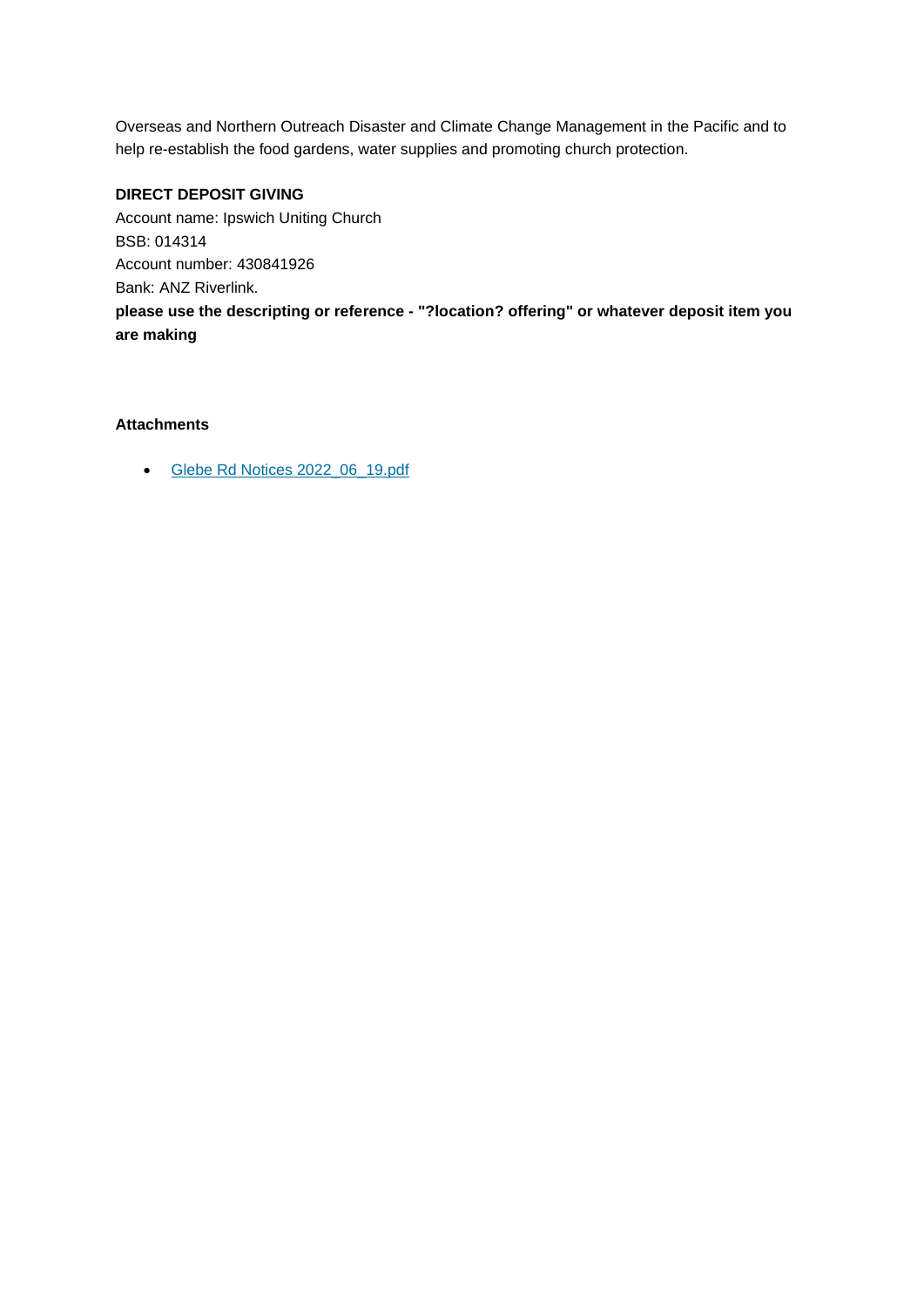Overseas and Northern Outreach Disaster and Climate Change Management in the Pacific and to help re-establish the food gardens, water supplies and promoting church protection.

**DIRECT DEPOSIT GIVING**
Account name: Ipswich Uniting Church
BSB: 014314
Account number: 430841926
Bank: ANZ Riverlink.
**please use the descripting or reference - "?location? offering" or whatever deposit item you are making**

**Attachments**

- Glebe Rd Notices 2022_06_19.pdf